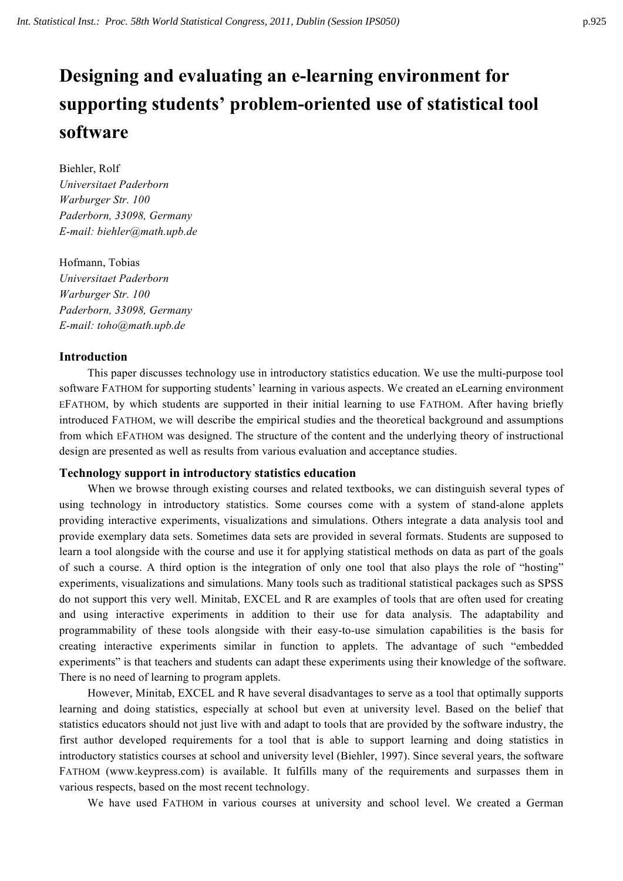# Designing and evaluating an e-learning environment for supporting students' problem-oriented use of statistical tool software

Biehler, Rolf
*Universitaet Paderborn*
*Warburger Str. 100*
*Paderborn, 33098, Germany*
*E-mail: biehler@math.upb.de*

Hofmann, Tobias
*Universitaet Paderborn*
*Warburger Str. 100*
*Paderborn, 33098, Germany*
*E-mail: toho@math.upb.de*

## Introduction

This paper discusses technology use in introductory statistics education. We use the multi-purpose tool software FATHOM for supporting students' learning in various aspects. We created an eLearning environment EFATHOM, by which students are supported in their initial learning to use FATHOM. After having briefly introduced FATHOM, we will describe the empirical studies and the theoretical background and assumptions from which EFATHOM was designed. The structure of the content and the underlying theory of instructional design are presented as well as results from various evaluation and acceptance studies.

## Technology support in introductory statistics education

When we browse through existing courses and related textbooks, we can distinguish several types of using technology in introductory statistics. Some courses come with a system of stand-alone applets providing interactive experiments, visualizations and simulations. Others integrate a data analysis tool and provide exemplary data sets. Sometimes data sets are provided in several formats. Students are supposed to learn a tool alongside with the course and use it for applying statistical methods on data as part of the goals of such a course. A third option is the integration of only one tool that also plays the role of "hosting" experiments, visualizations and simulations. Many tools such as traditional statistical packages such as SPSS do not support this very well. Minitab, EXCEL and R are examples of tools that are often used for creating and using interactive experiments in addition to their use for data analysis. The adaptability and programmability of these tools alongside with their easy-to-use simulation capabilities is the basis for creating interactive experiments similar in function to applets. The advantage of such "embedded experiments" is that teachers and students can adapt these experiments using their knowledge of the software. There is no need of learning to program applets.

However, Minitab, EXCEL and R have several disadvantages to serve as a tool that optimally supports learning and doing statistics, especially at school but even at university level. Based on the belief that statistics educators should not just live with and adapt to tools that are provided by the software industry, the first author developed requirements for a tool that is able to support learning and doing statistics in introductory statistics courses at school and university level (Biehler, 1997). Since several years, the software FATHOM (www.keypress.com) is available. It fulfills many of the requirements and surpasses them in various respects, based on the most recent technology.

We have used FATHOM in various courses at university and school level. We created a German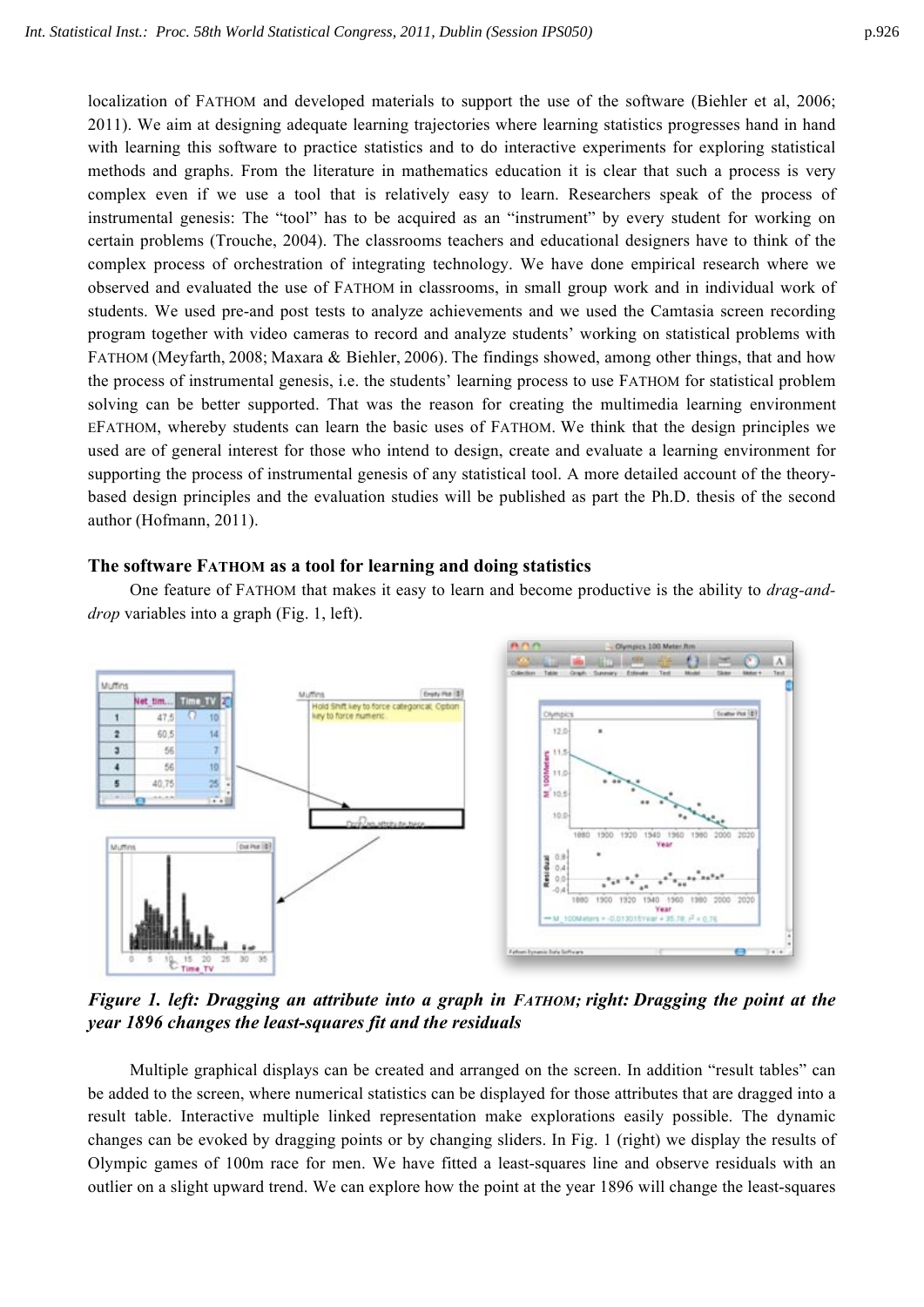localization of FATHOM and developed materials to support the use of the software (Biehler et al, 2006; 2011). We aim at designing adequate learning trajectories where learning statistics progresses hand in hand with learning this software to practice statistics and to do interactive experiments for exploring statistical methods and graphs. From the literature in mathematics education it is clear that such a process is very complex even if we use a tool that is relatively easy to learn. Researchers speak of the process of instrumental genesis: The "tool" has to be acquired as an "instrument" by every student for working on certain problems (Trouche, 2004). The classrooms teachers and educational designers have to think of the complex process of orchestration of integrating technology. We have done empirical research where we observed and evaluated the use of FATHOM in classrooms, in small group work and in individual work of students. We used pre-and post tests to analyze achievements and we used the Camtasia screen recording program together with video cameras to record and analyze students' working on statistical problems with FATHOM (Meyfarth, 2008; Maxara & Biehler, 2006). The findings showed, among other things, that and how the process of instrumental genesis, i.e. the students' learning process to use FATHOM for statistical problem solving can be better supported. That was the reason for creating the multimedia learning environment EFATHOM, whereby students can learn the basic uses of FATHOM. We think that the design principles we used are of general interest for those who intend to design, create and evaluate a learning environment for supporting the process of instrumental genesis of any statistical tool. A more detailed account of the theory-based design principles and the evaluation studies will be published as part the Ph.D. thesis of the second author (Hofmann, 2011).

## The software FATHOM as a tool for learning and doing statistics

One feature of FATHOM that makes it easy to learn and become productive is the ability to *drag-and-drop* variables into a graph (Fig. 1, left).

***Figure 1. left: Dragging an attribute into a graph in FATHOM; right: Dragging the point at the year 1896 changes the least-squares fit and the residuals***

Multiple graphical displays can be created and arranged on the screen. In addition "result tables" can be added to the screen, where numerical statistics can be displayed for those attributes that are dragged into a result table. Interactive multiple linked representation make explorations easily possible. The dynamic changes can be evoked by dragging points or by changing sliders. In Fig. 1 (right) we display the results of Olympic games of 100m race for men. We have fitted a least-squares line and observe residuals with an outlier on a slight upward trend. We can explore how the point at the year 1896 will change the least-squares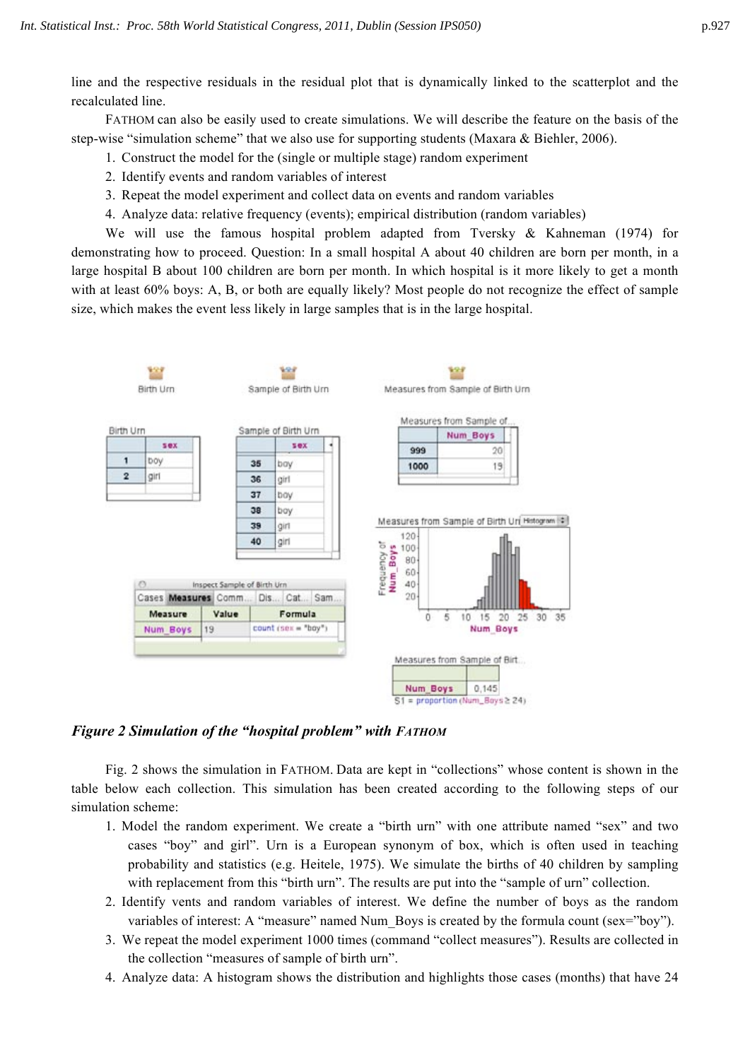line and the respective residuals in the residual plot that is dynamically linked to the scatterplot and the recalculated line.

FATHOM can also be easily used to create simulations. We will describe the feature on the basis of the step-wise "simulation scheme" that we also use for supporting students (Maxara & Biehler, 2006).

1. Construct the model for the (single or multiple stage) random experiment
2. Identify events and random variables of interest
3. Repeat the model experiment and collect data on events and random variables
4. Analyze data: relative frequency (events); empirical distribution (random variables)

We will use the famous hospital problem adapted from Tversky & Kahneman (1974) for demonstrating how to proceed. Question: In a small hospital A about 40 children are born per month, in a large hospital B about 100 children are born per month. In which hospital is it more likely to get a month with at least 60% boys: A, B, or both are equally likely? Most people do not recognize the effect of sample size, which makes the event less likely in large samples that is in the large hospital.

***Figure 2 Simulation of the "hospital problem" with FATHOM***

Fig. 2 shows the simulation in FATHOM. Data are kept in "collections" whose content is shown in the table below each collection. This simulation has been created according to the following steps of our simulation scheme:

1. Model the random experiment. We create a "birth urn" with one attribute named "sex" and two cases "boy" and girl". Urn is a European synonym of box, which is often used in teaching probability and statistics (e.g. Heitele, 1975). We simulate the births of 40 children by sampling with replacement from this "birth urn". The results are put into the "sample of urn" collection.
2. Identify vents and random variables of interest. We define the number of boys as the random variables of interest: A "measure" named Num_Boys is created by the formula count (sex="boy").
3. We repeat the model experiment 1000 times (command "collect measures"). Results are collected in the collection "measures of sample of birth urn".
4. Analyze data: A histogram shows the distribution and highlights those cases (months) that have 24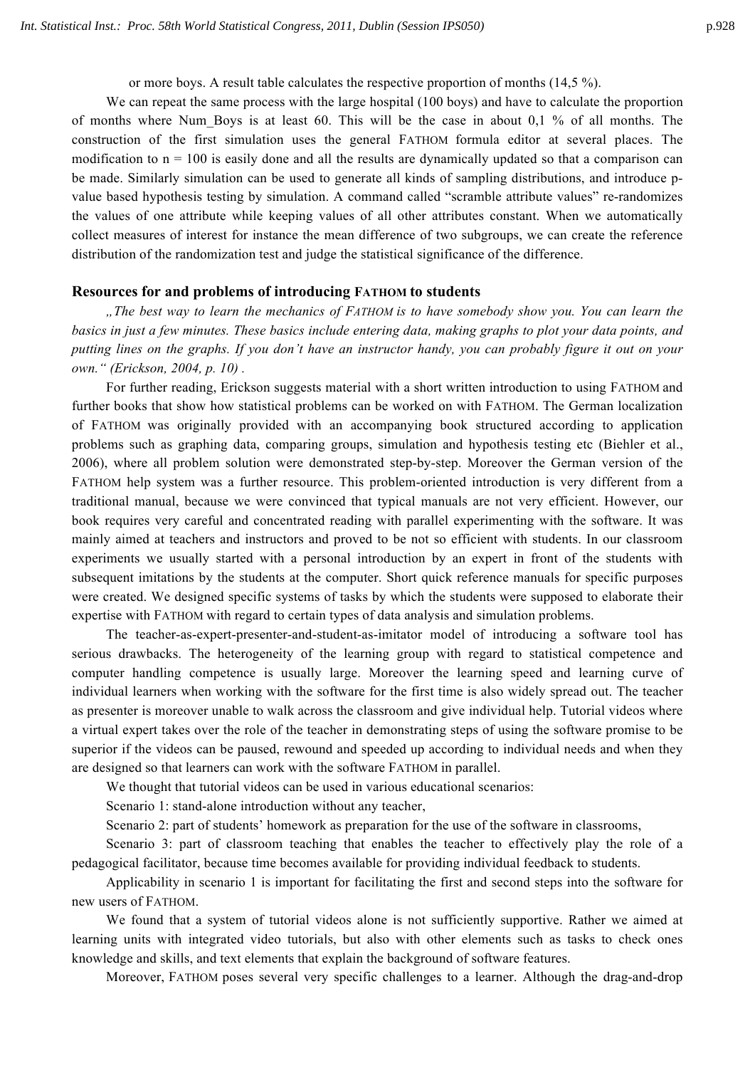or more boys. A result table calculates the respective proportion of months (14,5 %).

We can repeat the same process with the large hospital (100 boys) and have to calculate the proportion of months where Num_Boys is at least 60. This will be the case in about 0,1 % of all months. The construction of the first simulation uses the general FATHOM formula editor at several places. The modification to n = 100 is easily done and all the results are dynamically updated so that a comparison can be made. Similarly simulation can be used to generate all kinds of sampling distributions, and introduce p-value based hypothesis testing by simulation. A command called "scramble attribute values" re-randomizes the values of one attribute while keeping values of all other attributes constant. When we automatically collect measures of interest for instance the mean difference of two subgroups, we can create the reference distribution of the randomization test and judge the statistical significance of the difference.

### Resources for and problems of introducing FATHOM to students

*„The best way to learn the mechanics of FATHOM is to have somebody show you. You can learn the basics in just a few minutes. These basics include entering data, making graphs to plot your data points, and putting lines on the graphs. If you don't have an instructor handy, you can probably figure it out on your own." (Erickson, 2004, p. 10)* .

For further reading, Erickson suggests material with a short written introduction to using FATHOM and further books that show how statistical problems can be worked on with FATHOM. The German localization of FATHOM was originally provided with an accompanying book structured according to application problems such as graphing data, comparing groups, simulation and hypothesis testing etc (Biehler et al., 2006), where all problem solution were demonstrated step-by-step. Moreover the German version of the FATHOM help system was a further resource. This problem-oriented introduction is very different from a traditional manual, because we were convinced that typical manuals are not very efficient. However, our book requires very careful and concentrated reading with parallel experimenting with the software. It was mainly aimed at teachers and instructors and proved to be not so efficient with students. In our classroom experiments we usually started with a personal introduction by an expert in front of the students with subsequent imitations by the students at the computer. Short quick reference manuals for specific purposes were created. We designed specific systems of tasks by which the students were supposed to elaborate their expertise with FATHOM with regard to certain types of data analysis and simulation problems.

The teacher-as-expert-presenter-and-student-as-imitator model of introducing a software tool has serious drawbacks. The heterogeneity of the learning group with regard to statistical competence and computer handling competence is usually large. Moreover the learning speed and learning curve of individual learners when working with the software for the first time is also widely spread out. The teacher as presenter is moreover unable to walk across the classroom and give individual help. Tutorial videos where a virtual expert takes over the role of the teacher in demonstrating steps of using the software promise to be superior if the videos can be paused, rewound and speeded up according to individual needs and when they are designed so that learners can work with the software FATHOM in parallel.

We thought that tutorial videos can be used in various educational scenarios:

Scenario 1: stand-alone introduction without any teacher,

Scenario 2: part of students' homework as preparation for the use of the software in classrooms,

Scenario 3: part of classroom teaching that enables the teacher to effectively play the role of a pedagogical facilitator, because time becomes available for providing individual feedback to students.

Applicability in scenario 1 is important for facilitating the first and second steps into the software for new users of FATHOM.

We found that a system of tutorial videos alone is not sufficiently supportive. Rather we aimed at learning units with integrated video tutorials, but also with other elements such as tasks to check ones knowledge and skills, and text elements that explain the background of software features.

Moreover, FATHOM poses several very specific challenges to a learner. Although the drag-and-drop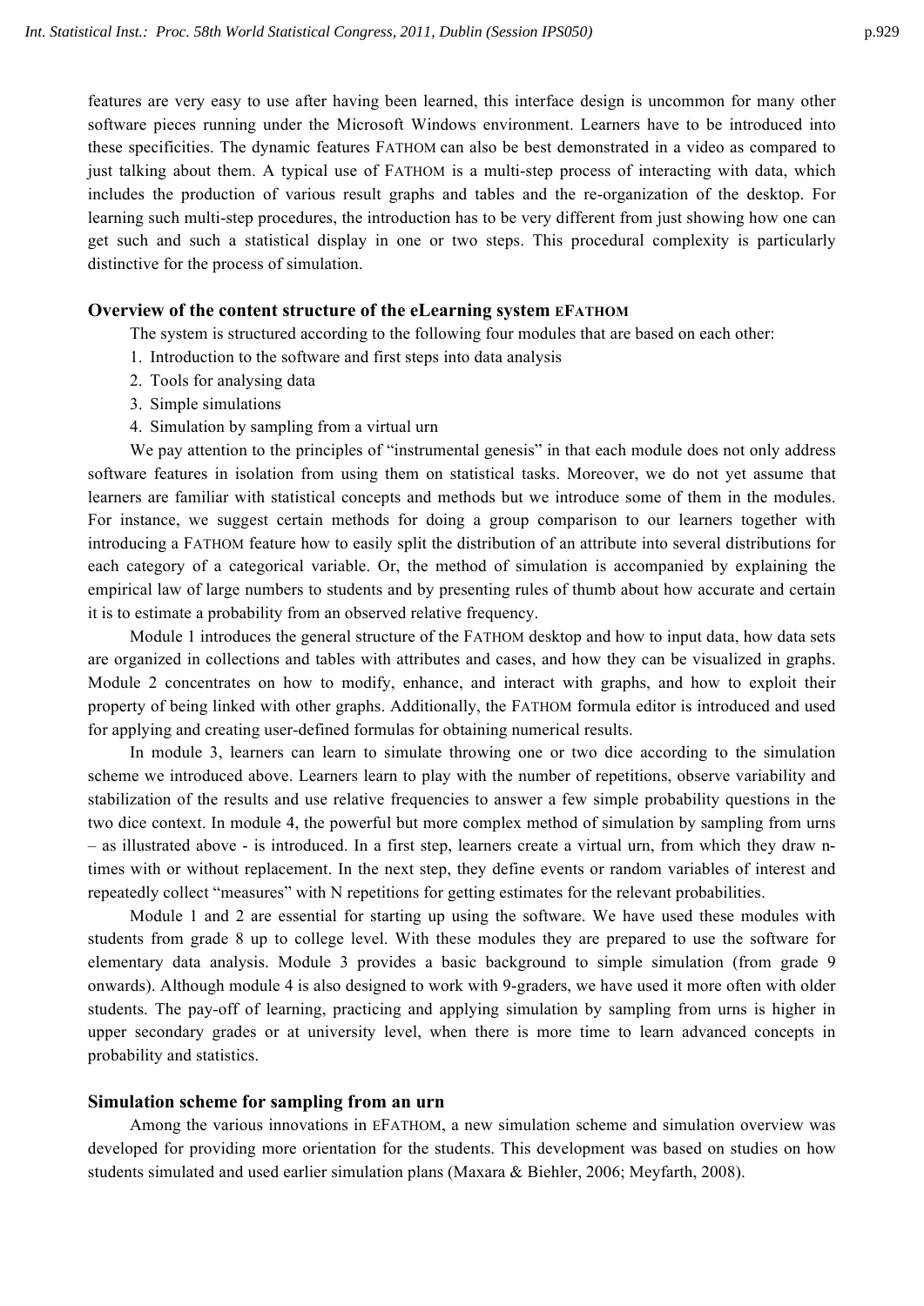features are very easy to use after having been learned, this interface design is uncommon for many other software pieces running under the Microsoft Windows environment. Learners have to be introduced into these specificities. The dynamic features FATHOM can also be best demonstrated in a video as compared to just talking about them. A typical use of FATHOM is a multi-step process of interacting with data, which includes the production of various result graphs and tables and the re-organization of the desktop. For learning such multi-step procedures, the introduction has to be very different from just showing how one can get such and such a statistical display in one or two steps. This procedural complexity is particularly distinctive for the process of simulation.

## Overview of the content structure of the eLearning system EFATHOM

The system is structured according to the following four modules that are based on each other:

1. Introduction to the software and first steps into data analysis
2. Tools for analysing data
3. Simple simulations
4. Simulation by sampling from a virtual urn

We pay attention to the principles of "instrumental genesis" in that each module does not only address software features in isolation from using them on statistical tasks. Moreover, we do not yet assume that learners are familiar with statistical concepts and methods but we introduce some of them in the modules. For instance, we suggest certain methods for doing a group comparison to our learners together with introducing a FATHOM feature how to easily split the distribution of an attribute into several distributions for each category of a categorical variable. Or, the method of simulation is accompanied by explaining the empirical law of large numbers to students and by presenting rules of thumb about how accurate and certain it is to estimate a probability from an observed relative frequency.

Module 1 introduces the general structure of the FATHOM desktop and how to input data, how data sets are organized in collections and tables with attributes and cases, and how they can be visualized in graphs. Module 2 concentrates on how to modify, enhance, and interact with graphs, and how to exploit their property of being linked with other graphs. Additionally, the FATHOM formula editor is introduced and used for applying and creating user-defined formulas for obtaining numerical results.

In module 3, learners can learn to simulate throwing one or two dice according to the simulation scheme we introduced above. Learners learn to play with the number of repetitions, observe variability and stabilization of the results and use relative frequencies to answer a few simple probability questions in the two dice context. In module 4, the powerful but more complex method of simulation by sampling from urns – as illustrated above - is introduced. In a first step, learners create a virtual urn, from which they draw n-times with or without replacement. In the next step, they define events or random variables of interest and repeatedly collect "measures" with N repetitions for getting estimates for the relevant probabilities.

Module 1 and 2 are essential for starting up using the software. We have used these modules with students from grade 8 up to college level. With these modules they are prepared to use the software for elementary data analysis. Module 3 provides a basic background to simple simulation (from grade 9 onwards). Although module 4 is also designed to work with 9-graders, we have used it more often with older students. The pay-off of learning, practicing and applying simulation by sampling from urns is higher in upper secondary grades or at university level, when there is more time to learn advanced concepts in probability and statistics.

## Simulation scheme for sampling from an urn

Among the various innovations in EFATHOM, a new simulation scheme and simulation overview was developed for providing more orientation for the students. This development was based on studies on how students simulated and used earlier simulation plans (Maxara & Biehler, 2006; Meyfarth, 2008).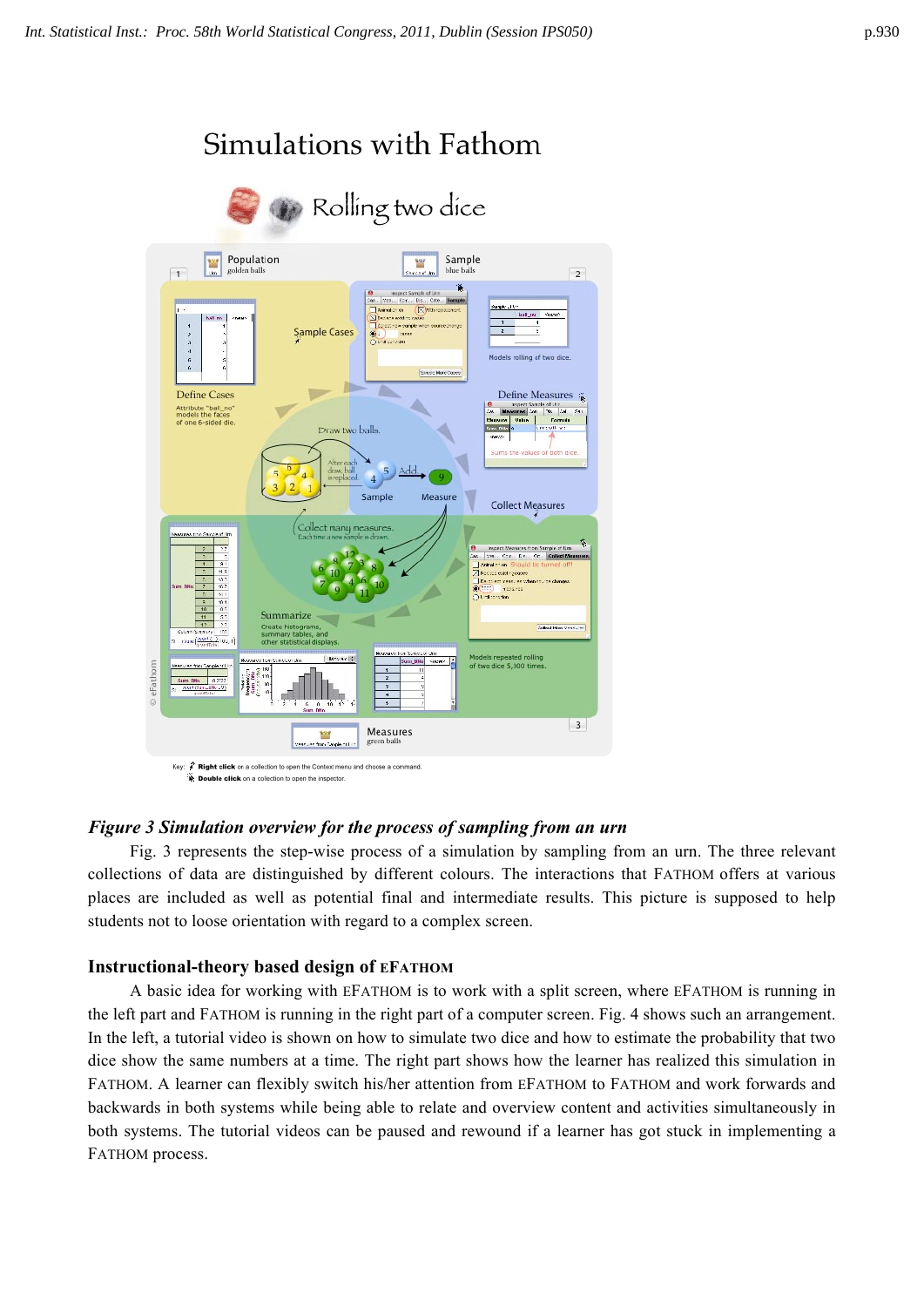*Figure 3 Simulation overview for the process of sampling from an urn*

Fig. 3 represents the step-wise process of a simulation by sampling from an urn. The three relevant collections of data are distinguished by different colours. The interactions that FATHOM offers at various places are included as well as potential final and intermediate results. This picture is supposed to help students not to loose orientation with regard to a complex screen.

## Instructional-theory based design of EFATHOM

A basic idea for working with EFATHOM is to work with a split screen, where EFATHOM is running in the left part and FATHOM is running in the right part of a computer screen. Fig. 4 shows such an arrangement. In the left, a tutorial video is shown on how to simulate two dice and how to estimate the probability that two dice show the same numbers at a time. The right part shows how the learner has realized this simulation in FATHOM. A learner can flexibly switch his/her attention from EFATHOM to FATHOM and work forwards and backwards in both systems while being able to relate and overview content and activities simultaneously in both systems. The tutorial videos can be paused and rewound if a learner has got stuck in implementing a FATHOM process.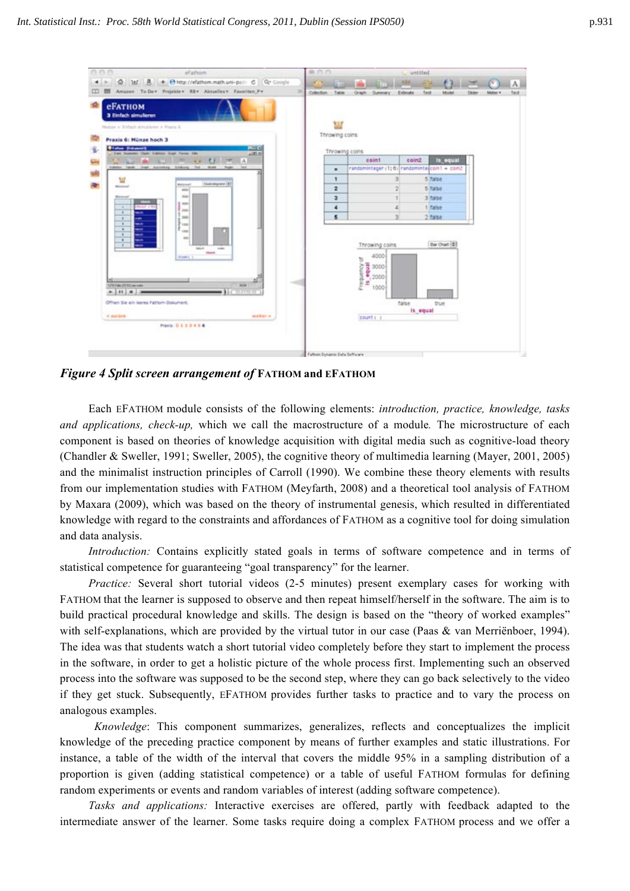*Figure 4 Split screen arrangement of* **FATHOM and EFATHOM**

Each EFATHOM module consists of the following elements: *introduction, practice, knowledge, tasks and applications, check-up,* which we call the macrostructure of a module*.* The microstructure of each component is based on theories of knowledge acquisition with digital media such as cognitive-load theory (Chandler & Sweller, 1991; Sweller, 2005), the cognitive theory of multimedia learning (Mayer, 2001, 2005) and the minimalist instruction principles of Carroll (1990). We combine these theory elements with results from our implementation studies with FATHOM (Meyfarth, 2008) and a theoretical tool analysis of FATHOM by Maxara (2009), which was based on the theory of instrumental genesis, which resulted in differentiated knowledge with regard to the constraints and affordances of FATHOM as a cognitive tool for doing simulation and data analysis.

*Introduction:* Contains explicitly stated goals in terms of software competence and in terms of statistical competence for guaranteeing "goal transparency" for the learner.

*Practice:* Several short tutorial videos (2-5 minutes) present exemplary cases for working with FATHOM that the learner is supposed to observe and then repeat himself/herself in the software. The aim is to build practical procedural knowledge and skills. The design is based on the "theory of worked examples" with self-explanations, which are provided by the virtual tutor in our case (Paas & van Merriënboer, 1994). The idea was that students watch a short tutorial video completely before they start to implement the process in the software, in order to get a holistic picture of the whole process first. Implementing such an observed process into the software was supposed to be the second step, where they can go back selectively to the video if they get stuck. Subsequently, EFATHOM provides further tasks to practice and to vary the process on analogous examples.

*Knowledge*: This component summarizes, generalizes, reflects and conceptualizes the implicit knowledge of the preceding practice component by means of further examples and static illustrations. For instance, a table of the width of the interval that covers the middle 95% in a sampling distribution of a proportion is given (adding statistical competence) or a table of useful FATHOM formulas for defining random experiments or events and random variables of interest (adding software competence).

*Tasks and applications:* Interactive exercises are offered, partly with feedback adapted to the intermediate answer of the learner. Some tasks require doing a complex FATHOM process and we offer a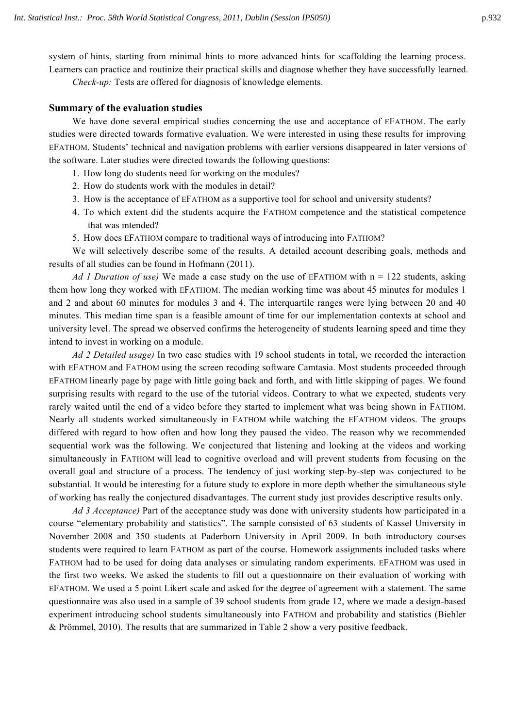system of hints, starting from minimal hints to more advanced hints for scaffolding the learning process. Learners can practice and routinize their practical skills and diagnose whether they have successfully learned.

*Check-up:* Tests are offered for diagnosis of knowledge elements.

### Summary of the evaluation studies

We have done several empirical studies concerning the use and acceptance of EFATHOM. The early studies were directed towards formative evaluation. We were interested in using these results for improving EFATHOM. Students' technical and navigation problems with earlier versions disappeared in later versions of the software. Later studies were directed towards the following questions:

1. How long do students need for working on the modules?
2. How do students work with the modules in detail?
3. How is the acceptance of EFATHOM as a supportive tool for school and university students?
4. To which extent did the students acquire the FATHOM competence and the statistical competence that was intended?
5. How does EFATHOM compare to traditional ways of introducing into FATHOM?

We will selectively describe some of the results. A detailed account describing goals, methods and results of all studies can be found in Hofmann (2011).

*Ad 1 Duration of use)* We made a case study on the use of EFATHOM with n = 122 students, asking them how long they worked with EFATHOM. The median working time was about 45 minutes for modules 1 and 2 and about 60 minutes for modules 3 and 4. The interquartile ranges were lying between 20 and 40 minutes. This median time span is a feasible amount of time for our implementation contexts at school and university level. The spread we observed confirms the heterogeneity of students learning speed and time they intend to invest in working on a module.

*Ad 2 Detailed usage)* In two case studies with 19 school students in total, we recorded the interaction with EFATHOM and FATHOM using the screen recoding software Camtasia. Most students proceeded through EFATHOM linearly page by page with little going back and forth, and with little skipping of pages. We found surprising results with regard to the use of the tutorial videos. Contrary to what we expected, students very rarely waited until the end of a video before they started to implement what was being shown in FATHOM. Nearly all students worked simultaneously in FATHOM while watching the EFATHOM videos. The groups differed with regard to how often and how long they paused the video. The reason why we recommended sequential work was the following. We conjectured that listening and looking at the videos and working simultaneously in FATHOM will lead to cognitive overload and will prevent students from focusing on the overall goal and structure of a process. The tendency of just working step-by-step was conjectured to be substantial. It would be interesting for a future study to explore in more depth whether the simultaneous style of working has really the conjectured disadvantages. The current study just provides descriptive results only.

*Ad 3 Acceptance)* Part of the acceptance study was done with university students how participated in a course "elementary probability and statistics". The sample consisted of 63 students of Kassel University in November 2008 and 350 students at Paderborn University in April 2009. In both introductory courses students were required to learn FATHOM as part of the course. Homework assignments included tasks where FATHOM had to be used for doing data analyses or simulating random experiments. EFATHOM was used in the first two weeks. We asked the students to fill out a questionnaire on their evaluation of working with EFATHOM. We used a 5 point Likert scale and asked for the degree of agreement with a statement. The same questionnaire was also used in a sample of 39 school students from grade 12, where we made a design-based experiment introducing school students simultaneously into FATHOM and probability and statistics (Biehler & Prömmel, 2010). The results that are summarized in Table 2 show a very positive feedback.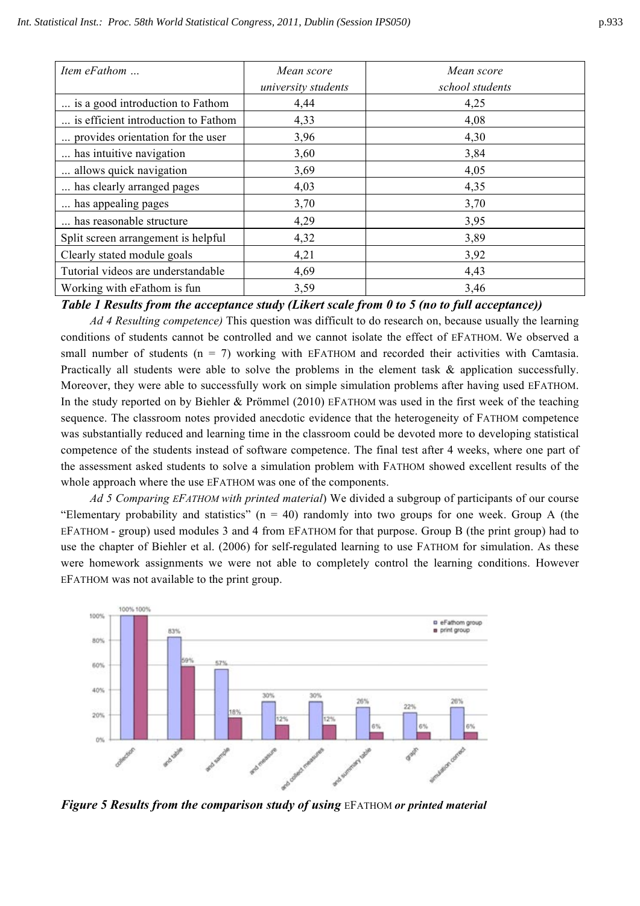| Item eFathom ... | Mean score university students | Mean score school students |
|---|---|---|
| ... is a good introduction to Fathom | 4,44 | 4,25 |
| ... is efficient introduction to Fathom | 4,33 | 4,08 |
| ... provides orientation for the user | 3,96 | 4,30 |
| ... has intuitive navigation | 3,60 | 3,84 |
| ... allows quick navigation | 3,69 | 4,05 |
| ... has clearly arranged pages | 4,03 | 4,35 |
| ... has appealing pages | 3,70 | 3,70 |
| ... has reasonable structure | 4,29 | 3,95 |
| Split screen arrangement is helpful | 4,32 | 3,89 |
| Clearly stated module goals | 4,21 | 3,92 |
| Tutorial videos are understandable | 4,69 | 4,43 |
| Working with eFathom is fun | 3,59 | 3,46 |

***Table 1 Results from the acceptance study (Likert scale from 0 to 5 (no to full acceptance))***

*Ad 4 Resulting competence)* This question was difficult to do research on, because usually the learning conditions of students cannot be controlled and we cannot isolate the effect of EFATHOM. We observed a small number of students (n = 7) working with EFATHOM and recorded their activities with Camtasia. Practically all students were able to solve the problems in the element task & application successfully. Moreover, they were able to successfully work on simple simulation problems after having used EFATHOM. In the study reported on by Biehler & Prömmel (2010) EFATHOM was used in the first week of the teaching sequence. The classroom notes provided anecdotic evidence that the heterogeneity of FATHOM competence was substantially reduced and learning time in the classroom could be devoted more to developing statistical competence of the students instead of software competence. The final test after 4 weeks, where one part of the assessment asked students to solve a simulation problem with FATHOM showed excellent results of the whole approach where the use EFATHOM was one of the components.

*Ad 5 Comparing EFATHOM with printed material*) We divided a subgroup of participants of our course "Elementary probability and statistics" (n = 40) randomly into two groups for one week. Group A (the EFATHOM - group) used modules 3 and 4 from EFATHOM for that purpose. Group B (the print group) had to use the chapter of Biehler et al. (2006) for self-regulated learning to use FATHOM for simulation. As these were homework assignments we were not able to completely control the learning conditions. However EFATHOM was not available to the print group.

***Figure 5 Results from the comparison study of using*** EFATHOM ***or printed material***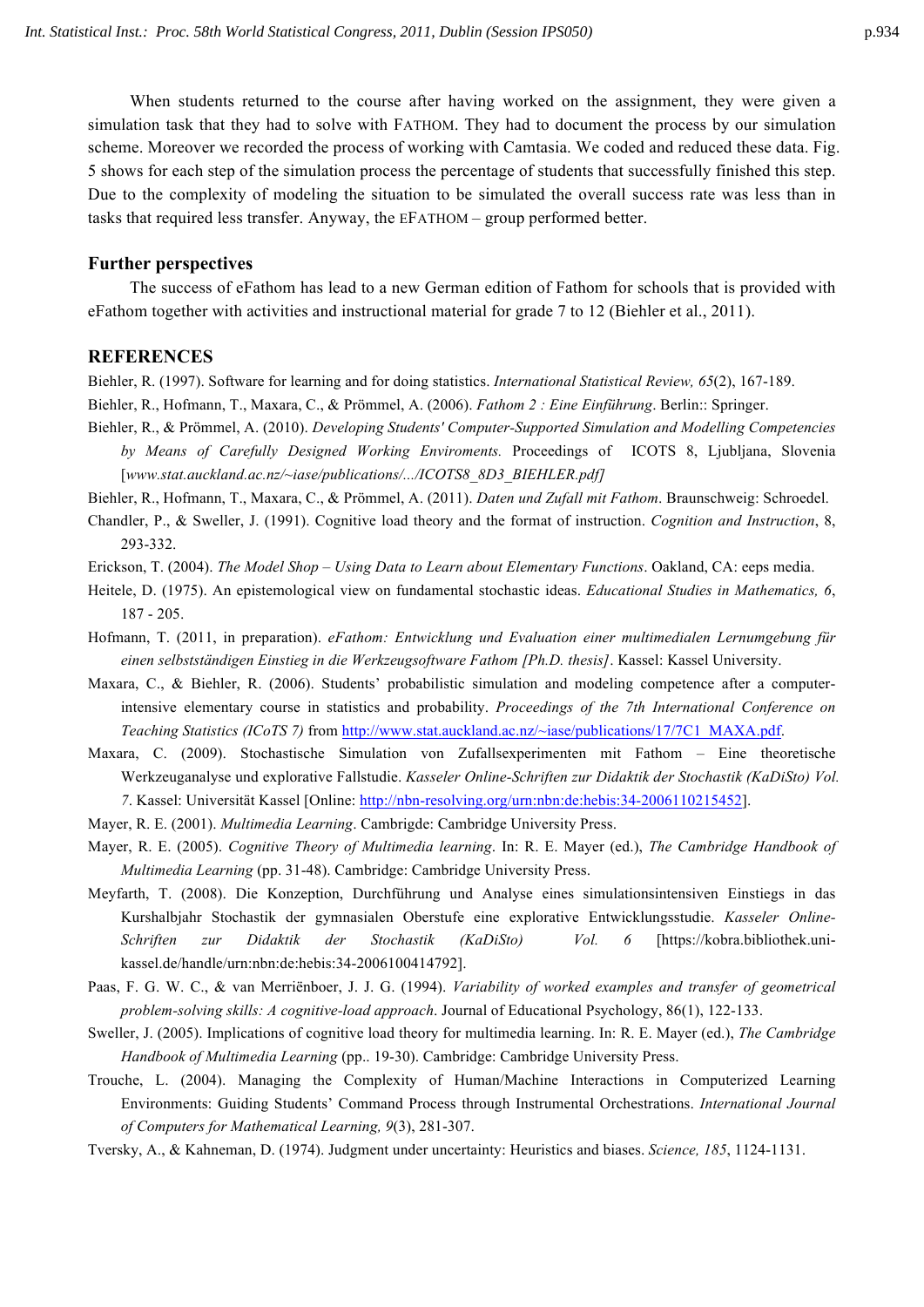When students returned to the course after having worked on the assignment, they were given a simulation task that they had to solve with FATHOM. They had to document the process by our simulation scheme. Moreover we recorded the process of working with Camtasia. We coded and reduced these data. Fig. 5 shows for each step of the simulation process the percentage of students that successfully finished this step. Due to the complexity of modeling the situation to be simulated the overall success rate was less than in tasks that required less transfer. Anyway, the EFATHOM – group performed better.

## Further perspectives

The success of eFathom has lead to a new German edition of Fathom for schools that is provided with eFathom together with activities and instructional material for grade 7 to 12 (Biehler et al., 2011).

## REFERENCES

Biehler, R. (1997). Software for learning and for doing statistics. *International Statistical Review, 65*(2), 167-189.

Biehler, R., Hofmann, T., Maxara, C., & Prömmel, A. (2006). *Fathom 2 : Eine Einführung*. Berlin:: Springer.

Biehler, R., & Prömmel, A. (2010). *Developing Students' Computer-Supported Simulation and Modelling Competencies by Means of Carefully Designed Working Enviroments.* Proceedings of ICOTS 8, Ljubljana, Slovenia [*www.stat.auckland.ac.nz/~iase/publications/.../ICOTS8_8D3_BIEHLER.pdf]*

Biehler, R., Hofmann, T., Maxara, C., & Prömmel, A. (2011). *Daten und Zufall mit Fathom*. Braunschweig: Schroedel.

Chandler, P., & Sweller, J. (1991). Cognitive load theory and the format of instruction. *Cognition and Instruction*, 8, 293-332.

Erickson, T. (2004). *The Model Shop – Using Data to Learn about Elementary Functions*. Oakland, CA: eeps media.

Heitele, D. (1975). An epistemological view on fundamental stochastic ideas. *Educational Studies in Mathematics, 6*, 187 - 205.

Hofmann, T. (2011, in preparation). *eFathom: Entwicklung und Evaluation einer multimedialen Lernumgebung für einen selbstständigen Einstieg in die Werkzeugsoftware Fathom [Ph.D. thesis]*. Kassel: Kassel University.

Maxara, C., & Biehler, R. (2006). Students' probabilistic simulation and modeling competence after a computer-intensive elementary course in statistics and probability. *Proceedings of the 7th International Conference on Teaching Statistics (ICoTS 7)* from http://www.stat.auckland.ac.nz/~iase/publications/17/7C1_MAXA.pdf.

Maxara, C. (2009). Stochastische Simulation von Zufallsexperimenten mit Fathom – Eine theoretische Werkzeuganalyse und explorative Fallstudie. *Kasseler Online-Schriften zur Didaktik der Stochastik (KaDiSto) Vol. 7*. Kassel: Universität Kassel [Online: http://nbn-resolving.org/urn:nbn:de:hebis:34-2006110215452].

Mayer, R. E. (2001). *Multimedia Learning*. Cambrigde: Cambridge University Press.

Mayer, R. E. (2005). *Cognitive Theory of Multimedia learning*. In: R. E. Mayer (ed.), *The Cambridge Handbook of Multimedia Learning* (pp. 31-48). Cambridge: Cambridge University Press.

Meyfarth, T. (2008). Die Konzeption, Durchführung und Analyse eines simulationsintensiven Einstiegs in das Kurshalbjahr Stochastik der gymnasialen Oberstufe eine explorative Entwicklungsstudie. *Kasseler Online-Schriften zur Didaktik der Stochastik (KaDiSto) Vol. 6* [https://kobra.bibliothek.uni-kassel.de/handle/urn:nbn:de:hebis:34-2006100414792].

Paas, F. G. W. C., & van Merriënboer, J. J. G. (1994). *Variability of worked examples and transfer of geometrical problem-solving skills: A cognitive-load approach*. Journal of Educational Psychology, 86(1), 122-133.

Sweller, J. (2005). Implications of cognitive load theory for multimedia learning. In: R. E. Mayer (ed.), *The Cambridge Handbook of Multimedia Learning* (pp.. 19-30). Cambridge: Cambridge University Press.

Trouche, L. (2004). Managing the Complexity of Human/Machine Interactions in Computerized Learning Environments: Guiding Students' Command Process through Instrumental Orchestrations. *International Journal of Computers for Mathematical Learning, 9*(3), 281-307.

Tversky, A., & Kahneman, D. (1974). Judgment under uncertainty: Heuristics and biases. *Science, 185*, 1124-1131.